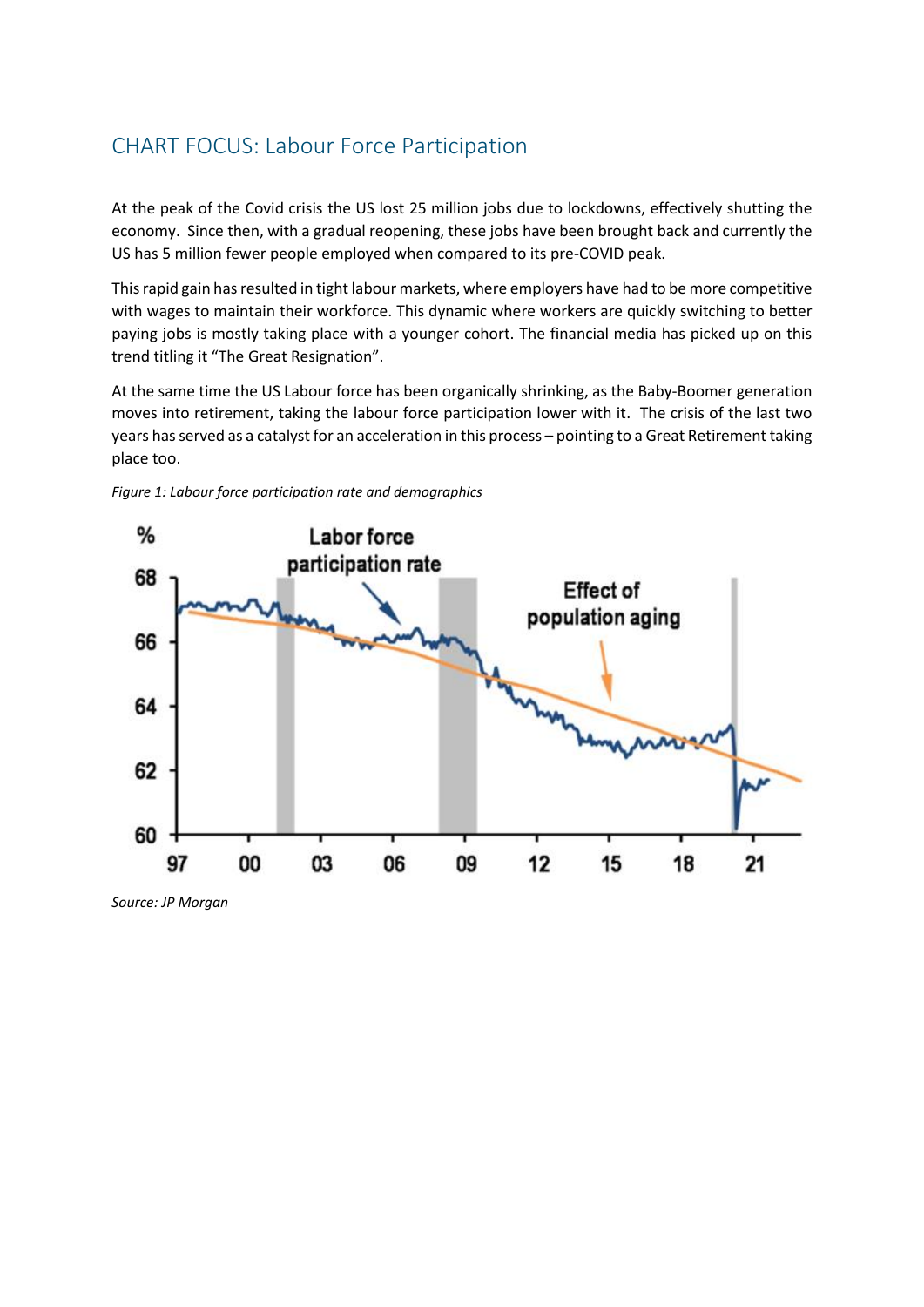## CHART FOCUS: Labour Force Participation

At the peak of the Covid crisis the US lost 25 million jobs due to lockdowns, effectively shutting the economy. Since then, with a gradual reopening, these jobs have been brought back and currently the US has 5 million fewer people employed when compared to its pre-COVID peak.

This rapid gain has resulted in tight labour markets, where employers have had to be more competitive with wages to maintain their workforce. This dynamic where workers are quickly switching to better paying jobs is mostly taking place with a younger cohort. The financial media has picked up on this trend titling it "The Great Resignation".

At the same time the US Labour force has been organically shrinking, as the Baby-Boomer generation moves into retirement, taking the labour force participation lower with it. The crisis of the last two years has served as a catalyst for an acceleration in this process – pointing to a Great Retirement taking place too.

*Figure 1: Labour force participation rate and demographics*

*Source: JP Morgan*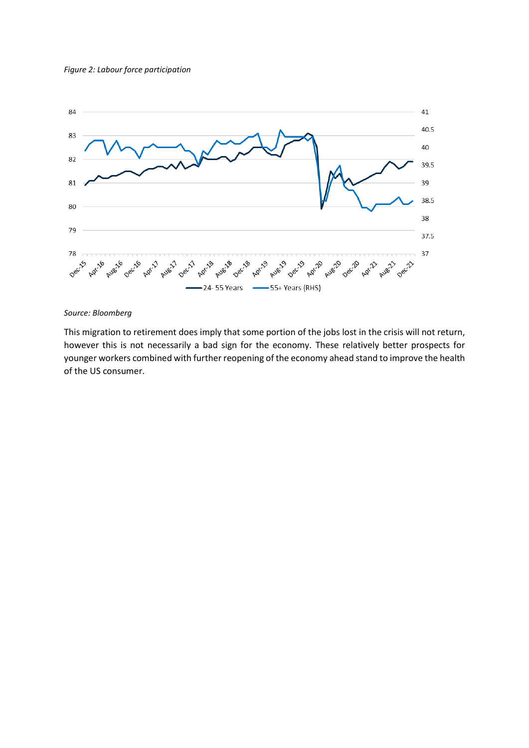*Figure 2: Labour force participation*

84
83
82
81
80
79
78

41
40.5
40
39.5
39
38.5
38
37.5
37

Dec-15 Apr-16 Aug-16 Dec-16 Apr-17 Aug-17 Dec-17 Apr-18 Aug-18 Dec-18 Apr-19 Aug-19 Dec-19 Apr-20 Aug-20 Dec-20 Apr-21 Aug-21 Dec-21

24- 55 Years
55+ Years (RHS)

*Source: Bloomberg*

This migration to retirement does imply that some portion of the jobs lost in the crisis will not return, however this is not necessarily a bad sign for the economy. These relatively better prospects for younger workers combined with further reopening of the economy ahead stand to improve the health of the US consumer.